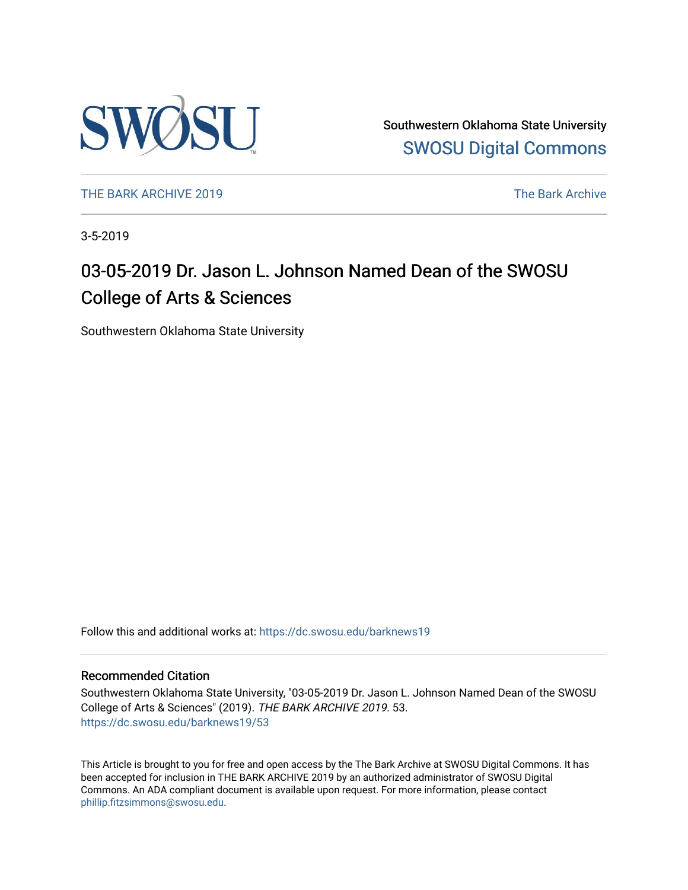Southwestern Oklahoma State University

SWOSU Digital Commons

THE BARK ARCHIVE 2019

The Bark Archive

3-5-2019

# 03-05-2019 Dr. Jason L. Johnson Named Dean of the SWOSU College of Arts & Sciences

Southwestern Oklahoma State University

Follow this and additional works at: https://dc.swosu.edu/barknews19

## Recommended Citation

Southwestern Oklahoma State University, "03-05-2019 Dr. Jason L. Johnson Named Dean of the SWOSU College of Arts & Sciences" (2019). *THE BARK ARCHIVE 2019*. 53.
https://dc.swosu.edu/barknews19/53

This Article is brought to you for free and open access by the The Bark Archive at SWOSU Digital Commons. It has been accepted for inclusion in THE BARK ARCHIVE 2019 by an authorized administrator of SWOSU Digital Commons. An ADA compliant document is available upon request. For more information, please contact phillip.fitzsimmons@swosu.edu.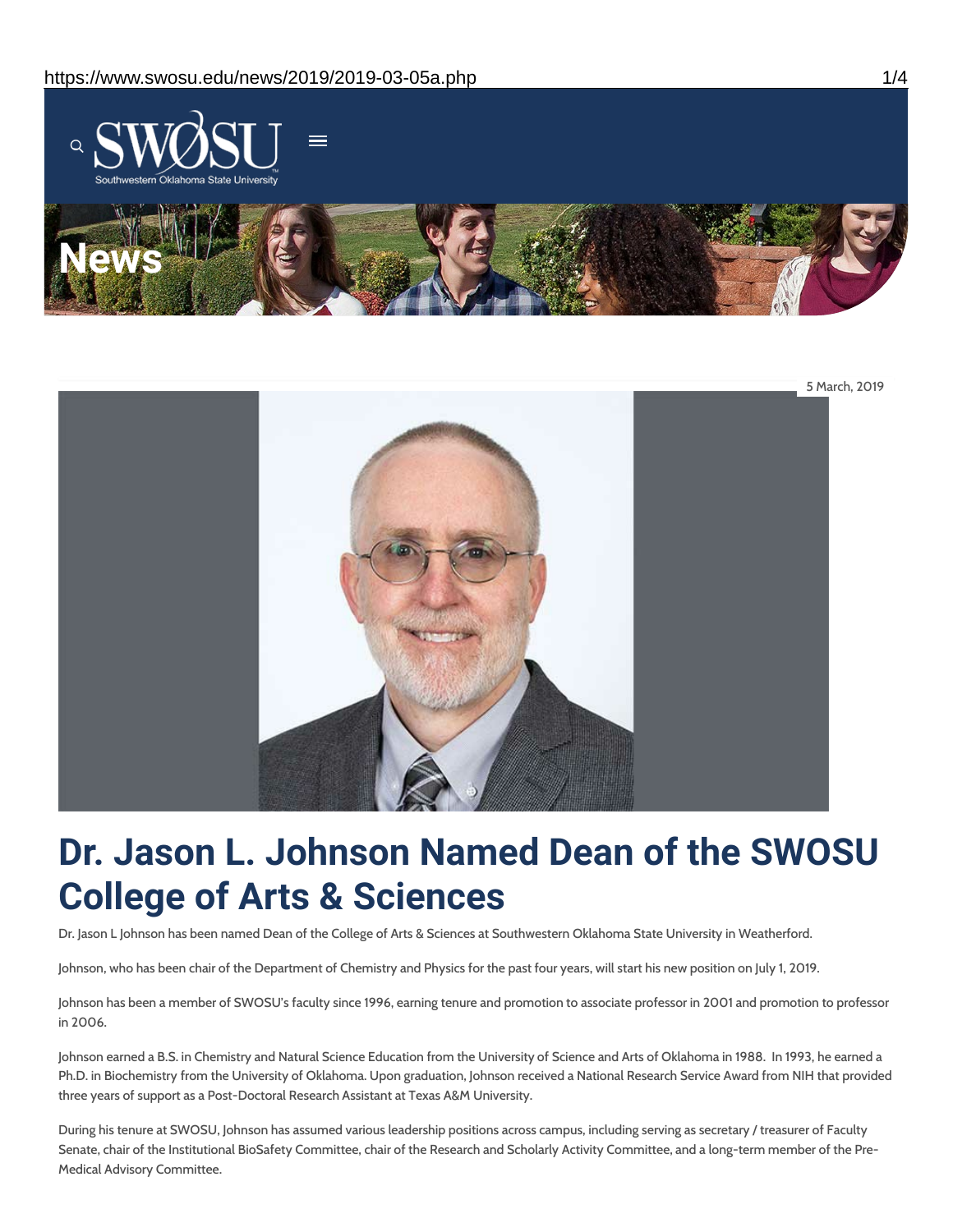5 March, 2019

# Dr. Jason L. Johnson Named Dean of the SWOSU College of Arts & Sciences

Dr. Jason L Johnson has been named Dean of the College of Arts & Sciences at Southwestern Oklahoma State University in Weatherford.

Johnson, who has been chair of the Department of Chemistry and Physics for the past four years, will start his new position on July 1, 2019.

Johnson has been a member of SWOSU's faculty since 1996, earning tenure and promotion to associate professor in 2001 and promotion to professor in 2006.

Johnson earned a B.S. in Chemistry and Natural Science Education from the University of Science and Arts of Oklahoma in 1988. In 1993, he earned a Ph.D. in Biochemistry from the University of Oklahoma. Upon graduation, Johnson received a National Research Service Award from NIH that provided three years of support as a Post-Doctoral Research Assistant at Texas A&M University.

During his tenure at SWOSU, Johnson has assumed various leadership positions across campus, including serving as secretary / treasurer of Faculty Senate, chair of the Institutional BioSafety Committee, chair of the Research and Scholarly Activity Committee, and a long-term member of the Pre-Medical Advisory Committee.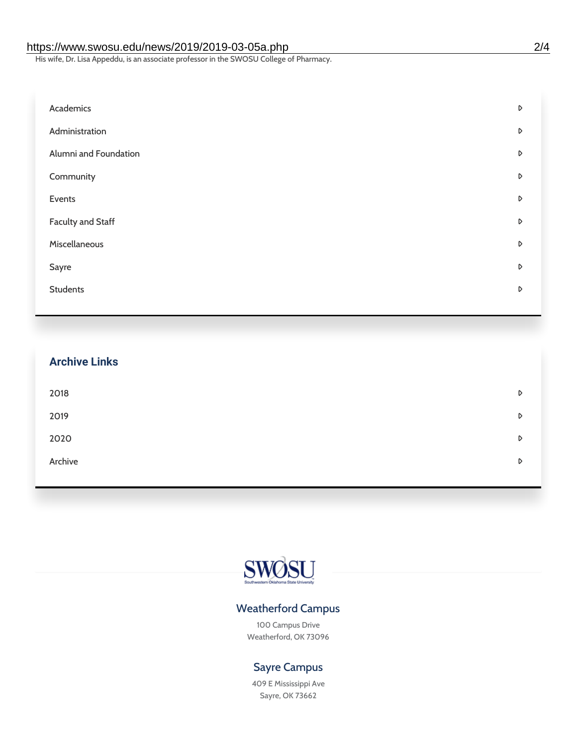His wife, Dr. Lisa Appeddu, is an associate professor in the SWOSU College of Pharmacy.

- Academics
- Administration
- Alumni and Foundation
- Community
- Events
- Faculty and Staff
- Miscellaneous
- Sayre
- Students

## Archive Links

- 2018
- 2019
- 2020
- Archive

SWOSU
Southwestern Oklahoma State University

### Weatherford Campus

100 Campus Drive
Weatherford, OK 73096

### Sayre Campus

409 E Mississippi Ave
Sayre, OK 73662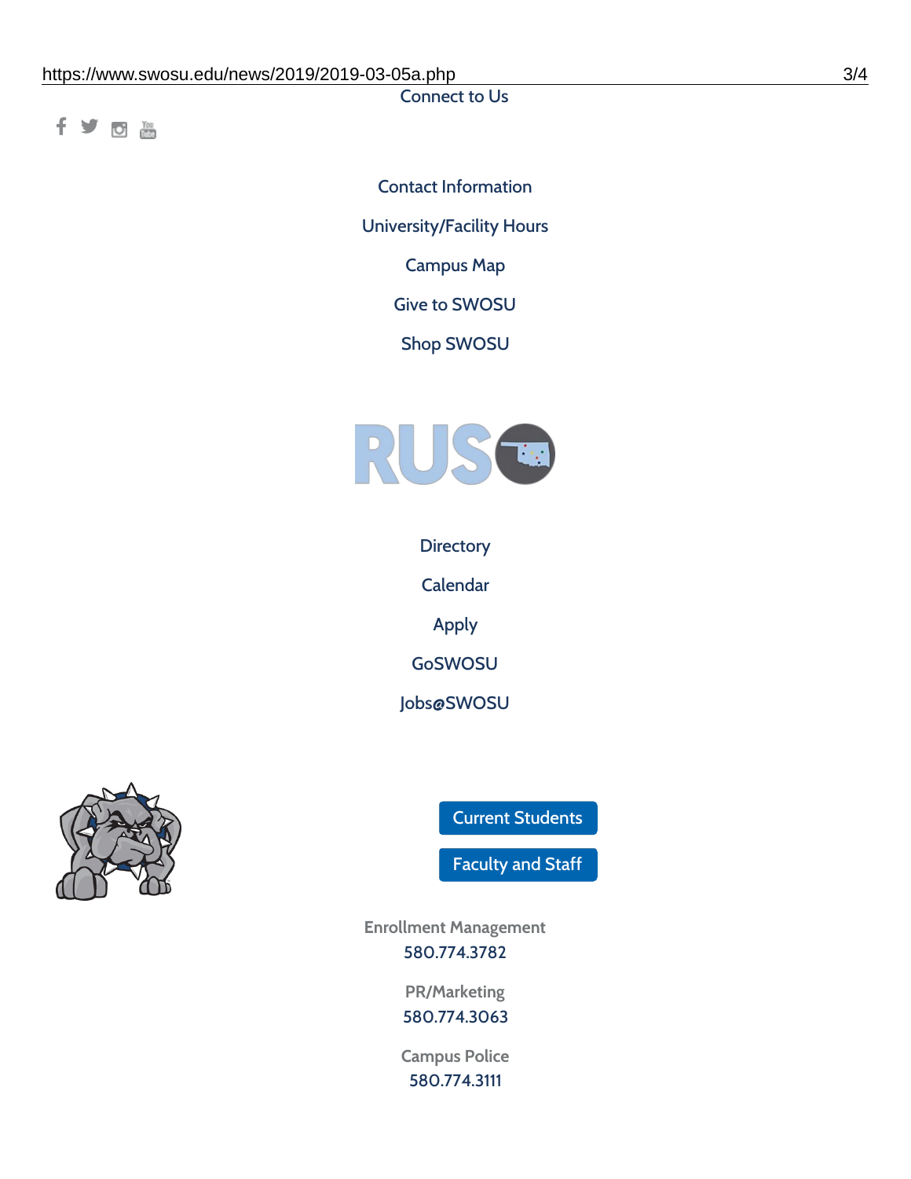Connect to Us

Contact Information

University/Facility Hours

Campus Map

Give to SWOSU

Shop SWOSU

Directory

Calendar

Apply

GoSWOSU

Jobs@SWOSU

Current Students

Faculty and Staff

Enrollment Management
580.774.3782

PR/Marketing
580.774.3063

Campus Police
580.774.3111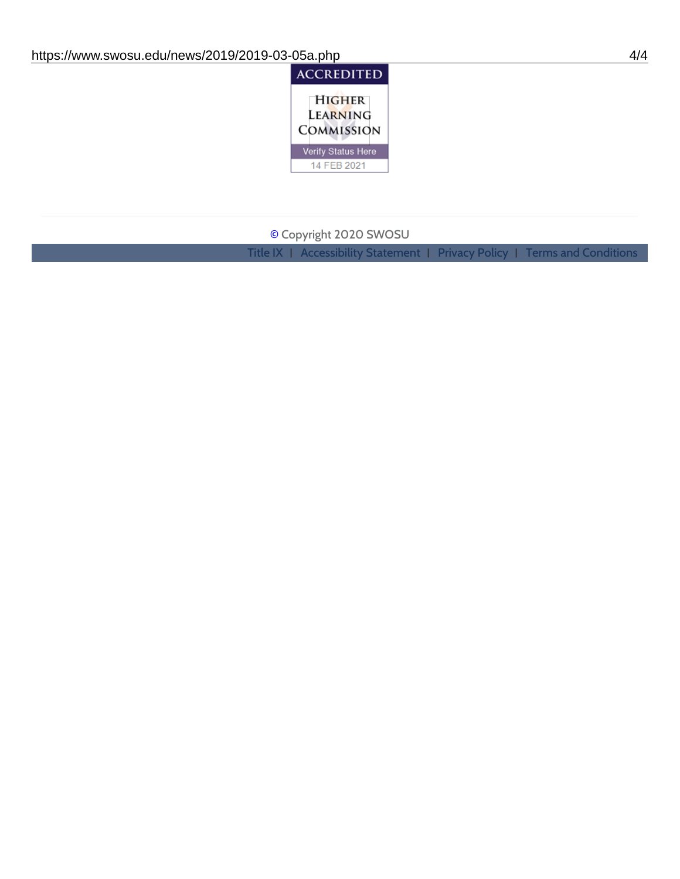ACCREDITED

HIGHER LEARNING COMMISSION

Verify Status Here

14 FEB 2021

© Copyright 2020 SWOSU

Title IX | Accessibility Statement | Privacy Policy | Terms and Conditions